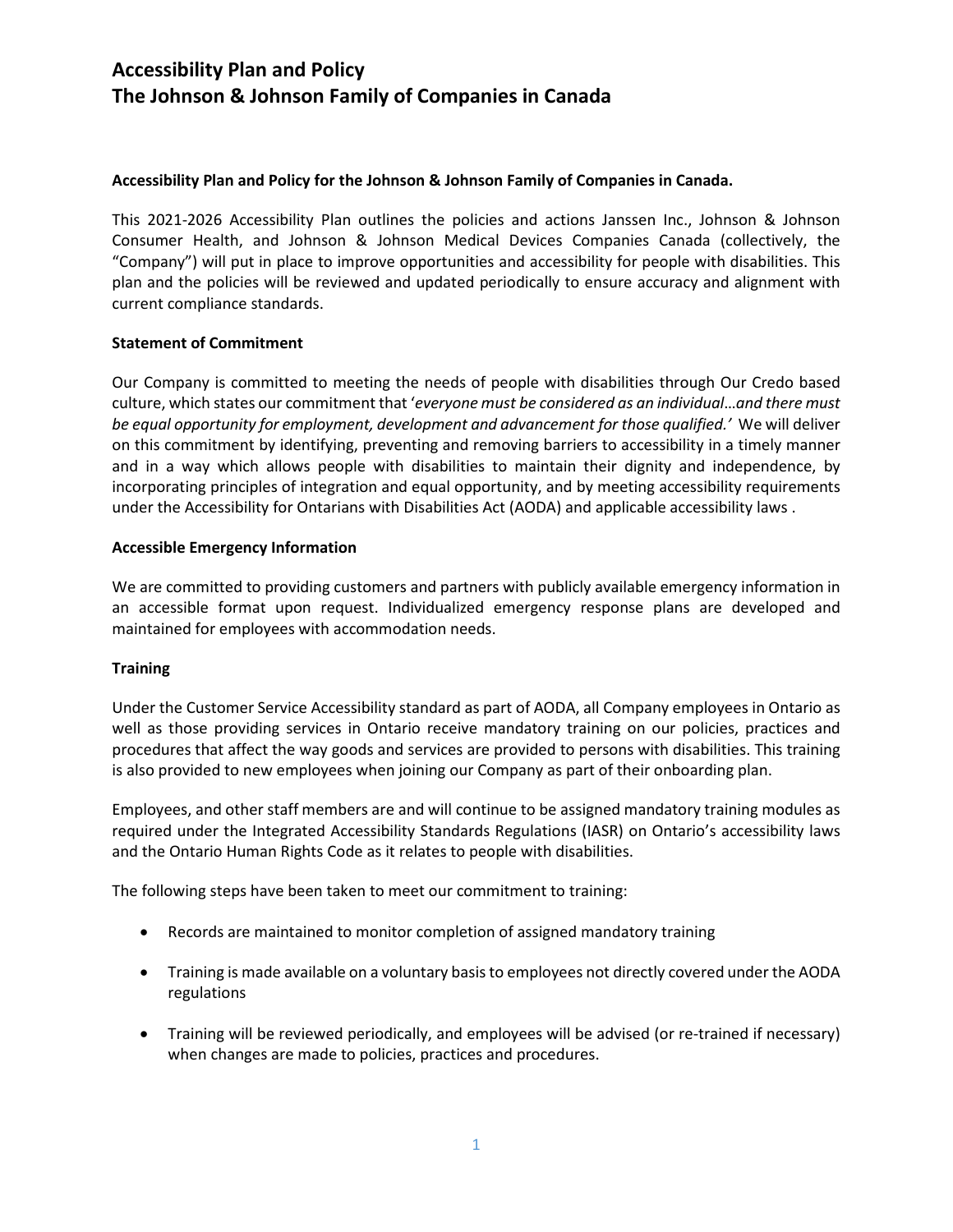# Accessibility Plan and Policy
# The Johnson & Johnson Family of Companies in Canada

**Accessibility Plan and Policy for the Johnson & Johnson Family of Companies in Canada.**

This 2021-2026 Accessibility Plan outlines the policies and actions Janssen Inc., Johnson & Johnson Consumer Health, and Johnson & Johnson Medical Devices Companies Canada (collectively, the "Company") will put in place to improve opportunities and accessibility for people with disabilities. This plan and the policies will be reviewed and updated periodically to ensure accuracy and alignment with current compliance standards.

**Statement of Commitment**

Our Company is committed to meeting the needs of people with disabilities through Our Credo based culture, which states our commitment that '*everyone must be considered as an individual…and there must be equal opportunity for employment, development and advancement for those qualified.'* We will deliver on this commitment by identifying, preventing and removing barriers to accessibility in a timely manner and in a way which allows people with disabilities to maintain their dignity and independence, by incorporating principles of integration and equal opportunity, and by meeting accessibility requirements under the Accessibility for Ontarians with Disabilities Act (AODA) and applicable accessibility laws .

**Accessible Emergency Information**

We are committed to providing customers and partners with publicly available emergency information in an accessible format upon request. Individualized emergency response plans are developed and maintained for employees with accommodation needs.

**Training**

Under the Customer Service Accessibility standard as part of AODA, all Company employees in Ontario as well as those providing services in Ontario receive mandatory training on our policies, practices and procedures that affect the way goods and services are provided to persons with disabilities. This training is also provided to new employees when joining our Company as part of their onboarding plan.

Employees, and other staff members are and will continue to be assigned mandatory training modules as required under the Integrated Accessibility Standards Regulations (IASR) on Ontario's accessibility laws and the Ontario Human Rights Code as it relates to people with disabilities.

The following steps have been taken to meet our commitment to training:

- Records are maintained to monitor completion of assigned mandatory training
- Training is made available on a voluntary basis to employees not directly covered under the AODA regulations
- Training will be reviewed periodically, and employees will be advised (or re-trained if necessary) when changes are made to policies, practices and procedures.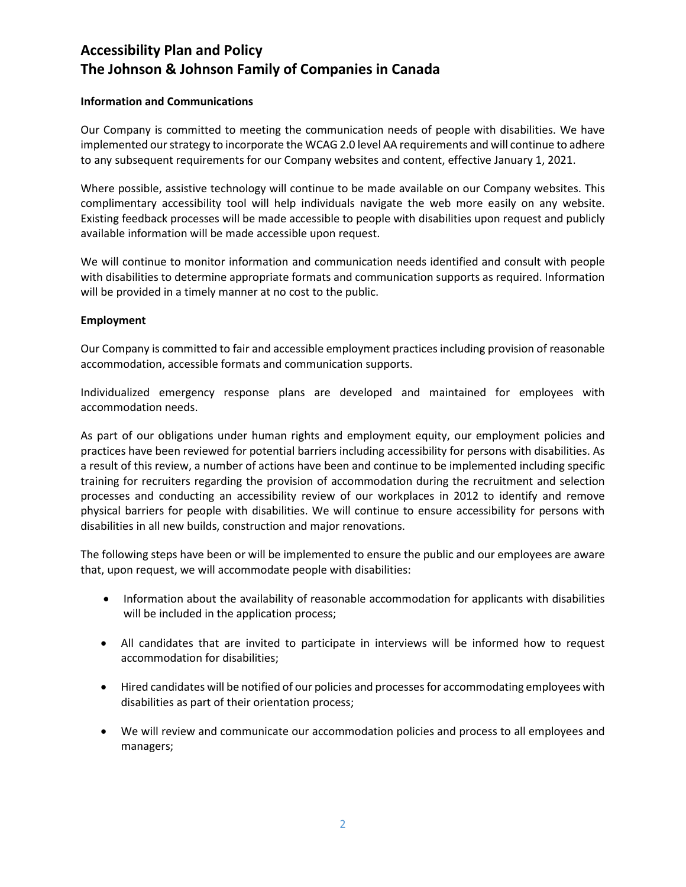# Accessibility Plan and Policy
# The Johnson & Johnson Family of Companies in Canada

**Information and Communications**

Our Company is committed to meeting the communication needs of people with disabilities. We have implemented our strategy to incorporate the WCAG 2.0 level AA requirements and will continue to adhere to any subsequent requirements for our Company websites and content, effective January 1, 2021.

Where possible, assistive technology will continue to be made available on our Company websites. This complimentary accessibility tool will help individuals navigate the web more easily on any website. Existing feedback processes will be made accessible to people with disabilities upon request and publicly available information will be made accessible upon request.

We will continue to monitor information and communication needs identified and consult with people with disabilities to determine appropriate formats and communication supports as required. Information will be provided in a timely manner at no cost to the public.

**Employment**

Our Company is committed to fair and accessible employment practices including provision of reasonable accommodation, accessible formats and communication supports.

Individualized emergency response plans are developed and maintained for employees with accommodation needs.

As part of our obligations under human rights and employment equity, our employment policies and practices have been reviewed for potential barriers including accessibility for persons with disabilities. As a result of this review, a number of actions have been and continue to be implemented including specific training for recruiters regarding the provision of accommodation during the recruitment and selection processes and conducting an accessibility review of our workplaces in 2012 to identify and remove physical barriers for people with disabilities. We will continue to ensure accessibility for persons with disabilities in all new builds, construction and major renovations.

The following steps have been or will be implemented to ensure the public and our employees are aware that, upon request, we will accommodate people with disabilities:

- Information about the availability of reasonable accommodation for applicants with disabilities will be included in the application process;
- All candidates that are invited to participate in interviews will be informed how to request accommodation for disabilities;
- Hired candidates will be notified of our policies and processes for accommodating employees with disabilities as part of their orientation process;
- We will review and communicate our accommodation policies and process to all employees and managers;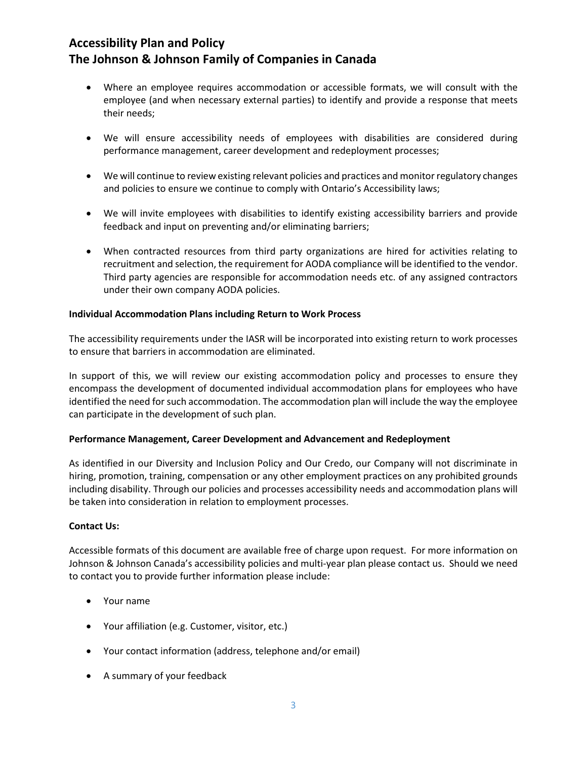- Where an employee requires accommodation or accessible formats, we will consult with the employee (and when necessary external parties) to identify and provide a response that meets their needs;
- We will ensure accessibility needs of employees with disabilities are considered during performance management, career development and redeployment processes;
- We will continue to review existing relevant policies and practices and monitor regulatory changes and policies to ensure we continue to comply with Ontario's Accessibility laws;
- We will invite employees with disabilities to identify existing accessibility barriers and provide feedback and input on preventing and/or eliminating barriers;
- When contracted resources from third party organizations are hired for activities relating to recruitment and selection, the requirement for AODA compliance will be identified to the vendor. Third party agencies are responsible for accommodation needs etc. of any assigned contractors under their own company AODA policies.

**Individual Accommodation Plans including Return to Work Process**

The accessibility requirements under the IASR will be incorporated into existing return to work processes to ensure that barriers in accommodation are eliminated.

In support of this, we will review our existing accommodation policy and processes to ensure they encompass the development of documented individual accommodation plans for employees who have identified the need for such accommodation. The accommodation plan will include the way the employee can participate in the development of such plan.

**Performance Management, Career Development and Advancement and Redeployment**

As identified in our Diversity and Inclusion Policy and Our Credo, our Company will not discriminate in hiring, promotion, training, compensation or any other employment practices on any prohibited grounds including disability. Through our policies and processes accessibility needs and accommodation plans will be taken into consideration in relation to employment processes.

**Contact Us:**

Accessible formats of this document are available free of charge upon request. For more information on Johnson & Johnson Canada's accessibility policies and multi-year plan please contact us. Should we need to contact you to provide further information please include:

- Your name
- Your affiliation (e.g. Customer, visitor, etc.)
- Your contact information (address, telephone and/or email)
- A summary of your feedback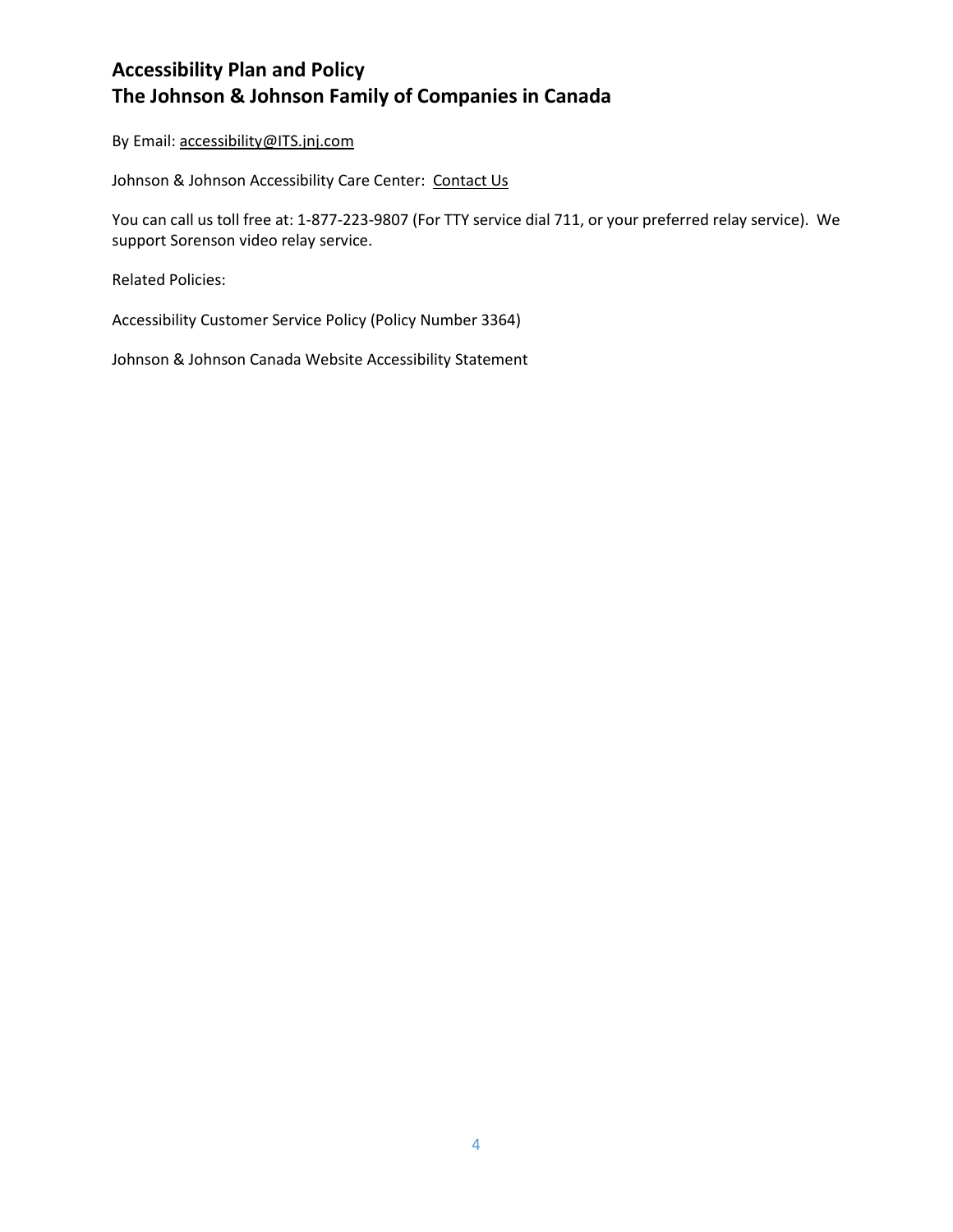## Accessibility Plan and Policy
## The Johnson & Johnson Family of Companies in Canada

By Email: accessibility@ITS.jnj.com

Johnson & Johnson Accessibility Care Center: Contact Us

You can call us toll free at: 1-877-223-9807 (For TTY service dial 711, or your preferred relay service). We support Sorenson video relay service.

Related Policies:

Accessibility Customer Service Policy (Policy Number 3364)

Johnson & Johnson Canada Website Accessibility Statement